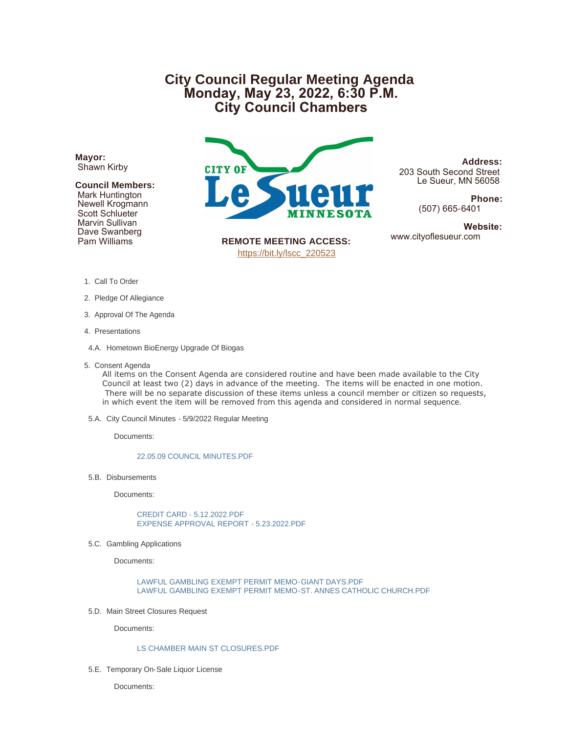# City Council Regular Meeting Agenda
# Monday, May 23, 2022, 6:30 P.M.
# City Council Chambers

**Mayor:**
Shawn Kirby

**Council Members:**
Mark Huntington
Newell Krogmann
Scott Schlueter
Marvin Sullivan
Dave Swanberg
Pam Williams

CITY OF Le Sueur MINNESOTA

**REMOTE MEETING ACCESS:**
https://bit.ly/lscc_220523

**Address:**
203 South Second Street
Le Sueur, MN 56058

**Phone:**
(507) 665-6401

**Website:**
www.cityoflesueur.com

1. Call To Order

2. Pledge Of Allegiance

3. Approval Of The Agenda

4. Presentations

4.A. Hometown BioEnergy Upgrade Of Biogas

5. Consent Agenda

All items on the Consent Agenda are considered routine and have been made available to the City Council at least two (2) days in advance of the meeting. The items will be enacted in one motion. There will be no separate discussion of these items unless a council member or citizen so requests, in which event the item will be removed from this agenda and considered in normal sequence.

5.A. City Council Minutes - 5/9/2022 Regular Meeting

Documents:

22.05.09 COUNCIL MINUTES.PDF

5.B. Disbursements

Documents:

CREDIT CARD - 5.12.2022.PDF
EXPENSE APPROVAL REPORT - 5.23.2022.PDF

5.C. Gambling Applications

Documents:

LAWFUL GAMBLING EXEMPT PERMIT MEMO-GIANT DAYS.PDF
LAWFUL GAMBLING EXEMPT PERMIT MEMO-ST. ANNES CATHOLIC CHURCH.PDF

5.D. Main Street Closures Request

Documents:

LS CHAMBER MAIN ST CLOSURES.PDF

5.E. Temporary On-Sale Liquor License

Documents: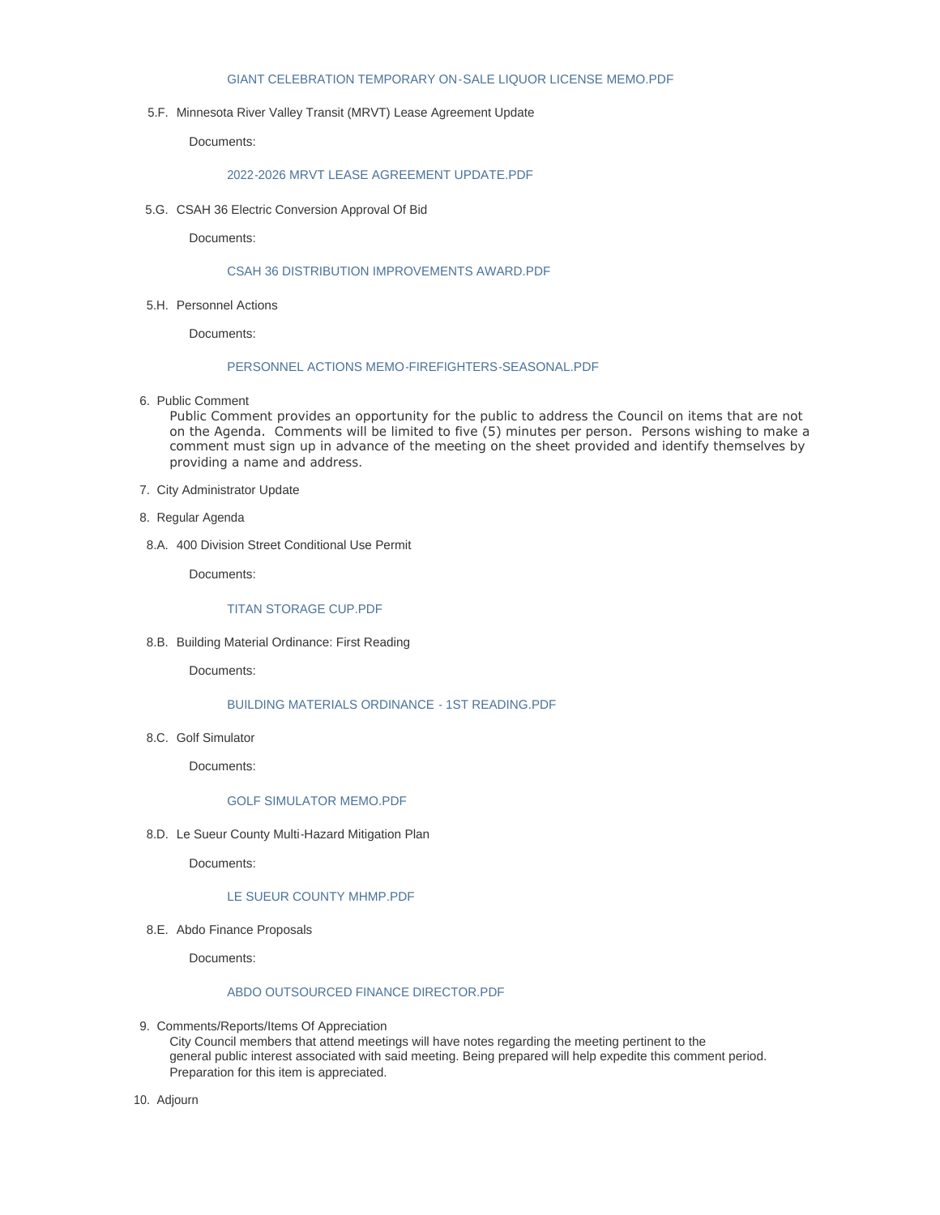GIANT CELEBRATION TEMPORARY ON-SALE LIQUOR LICENSE MEMO.PDF

5.F. Minnesota River Valley Transit (MRVT) Lease Agreement Update

Documents:

2022-2026 MRVT LEASE AGREEMENT UPDATE.PDF

5.G. CSAH 36 Electric Conversion Approval Of Bid

Documents:

CSAH 36 DISTRIBUTION IMPROVEMENTS AWARD.PDF

5.H. Personnel Actions

Documents:

PERSONNEL ACTIONS MEMO-FIREFIGHTERS-SEASONAL.PDF

6. Public Comment

   Public Comment provides an opportunity for the public to address the Council on items that are not on the Agenda. Comments will be limited to five (5) minutes per person. Persons wishing to make a comment must sign up in advance of the meeting on the sheet provided and identify themselves by providing a name and address.

7. City Administrator Update

8. Regular Agenda

8.A. 400 Division Street Conditional Use Permit

Documents:

TITAN STORAGE CUP.PDF

8.B. Building Material Ordinance: First Reading

Documents:

BUILDING MATERIALS ORDINANCE - 1ST READING.PDF

8.C. Golf Simulator

Documents:

GOLF SIMULATOR MEMO.PDF

8.D. Le Sueur County Multi-Hazard Mitigation Plan

Documents:

LE SUEUR COUNTY MHMP.PDF

8.E. Abdo Finance Proposals

Documents:

ABDO OUTSOURCED FINANCE DIRECTOR.PDF

9. Comments/Reports/Items Of Appreciation

   City Council members that attend meetings will have notes regarding the meeting pertinent to the general public interest associated with said meeting. Being prepared will help expedite this comment period. Preparation for this item is appreciated.

10. Adjourn